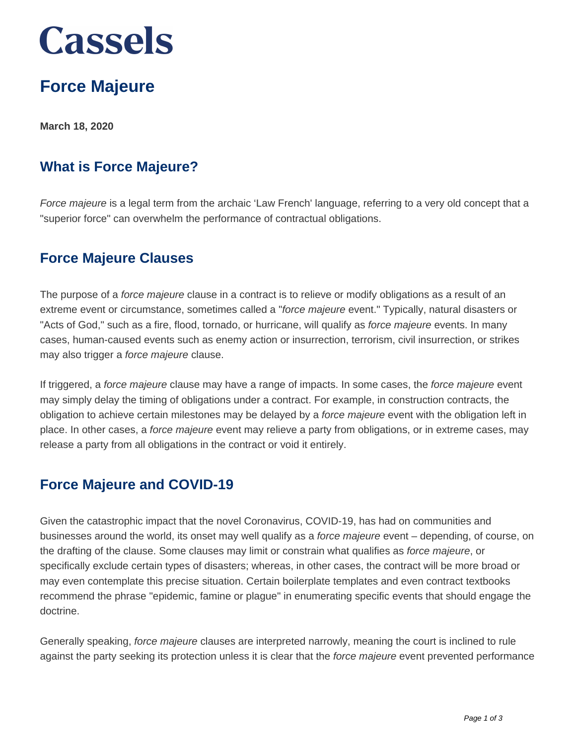# Cassels

# Force Majeure

**March 18, 2020**

## What is Force Majeure?

*Force majeure* is a legal term from the archaic 'Law French' language, referring to a very old concept that a "superior force" can overwhelm the performance of contractual obligations.

## Force Majeure Clauses

The purpose of a *force majeure* clause in a contract is to relieve or modify obligations as a result of an extreme event or circumstance, sometimes called a "*force majeure* event." Typically, natural disasters or "Acts of God," such as a fire, flood, tornado, or hurricane, will qualify as *force majeure* events. In many cases, human-caused events such as enemy action or insurrection, terrorism, civil insurrection, or strikes may also trigger a *force majeure* clause.

If triggered, a *force majeure* clause may have a range of impacts. In some cases, the *force majeure* event may simply delay the timing of obligations under a contract. For example, in construction contracts, the obligation to achieve certain milestones may be delayed by a *force majeure* event with the obligation left in place. In other cases, a *force majeure* event may relieve a party from obligations, or in extreme cases, may release a party from all obligations in the contract or void it entirely.

## Force Majeure and COVID-19

Given the catastrophic impact that the novel Coronavirus, COVID-19, has had on communities and businesses around the world, its onset may well qualify as a *force majeure* event – depending, of course, on the drafting of the clause. Some clauses may limit or constrain what qualifies as *force majeure*, or specifically exclude certain types of disasters; whereas, in other cases, the contract will be more broad or may even contemplate this precise situation. Certain boilerplate templates and even contract textbooks recommend the phrase "epidemic, famine or plague" in enumerating specific events that should engage the doctrine.

Generally speaking, *force majeure* clauses are interpreted narrowly, meaning the court is inclined to rule against the party seeking its protection unless it is clear that the *force majeure* event prevented performance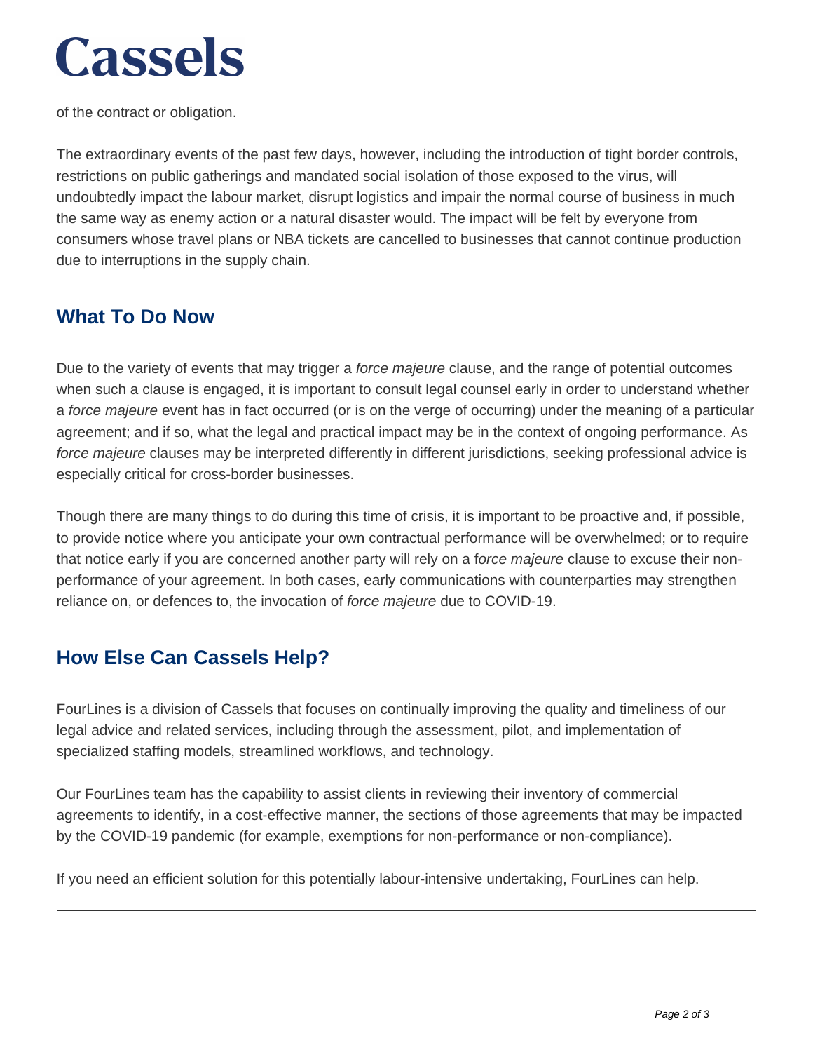of the contract or obligation.

The extraordinary events of the past few days, however, including the introduction of tight border controls, restrictions on public gatherings and mandated social isolation of those exposed to the virus, will undoubtedly impact the labour market, disrupt logistics and impair the normal course of business in much the same way as enemy action or a natural disaster would. The impact will be felt by everyone from consumers whose travel plans or NBA tickets are cancelled to businesses that cannot continue production due to interruptions in the supply chain.

## What To Do Now

Due to the variety of events that may trigger a *force majeure* clause, and the range of potential outcomes when such a clause is engaged, it is important to consult legal counsel early in order to understand whether a *force majeure* event has in fact occurred (or is on the verge of occurring) under the meaning of a particular agreement; and if so, what the legal and practical impact may be in the context of ongoing performance. As *force majeure* clauses may be interpreted differently in different jurisdictions, seeking professional advice is especially critical for cross-border businesses.

Though there are many things to do during this time of crisis, it is important to be proactive and, if possible, to provide notice where you anticipate your own contractual performance will be overwhelmed; or to require that notice early if you are concerned another party will rely on a f*orce majeure* clause to excuse their non-performance of your agreement. In both cases, early communications with counterparties may strengthen reliance on, or defences to, the invocation of *force majeure* due to COVID-19.

## How Else Can Cassels Help?

FourLines is a division of Cassels that focuses on continually improving the quality and timeliness of our legal advice and related services, including through the assessment, pilot, and implementation of specialized staffing models, streamlined workflows, and technology.

Our FourLines team has the capability to assist clients in reviewing their inventory of commercial agreements to identify, in a cost-effective manner, the sections of those agreements that may be impacted by the COVID-19 pandemic (for example, exemptions for non-performance or non-compliance).

If you need an efficient solution for this potentially labour-intensive undertaking, FourLines can help.

---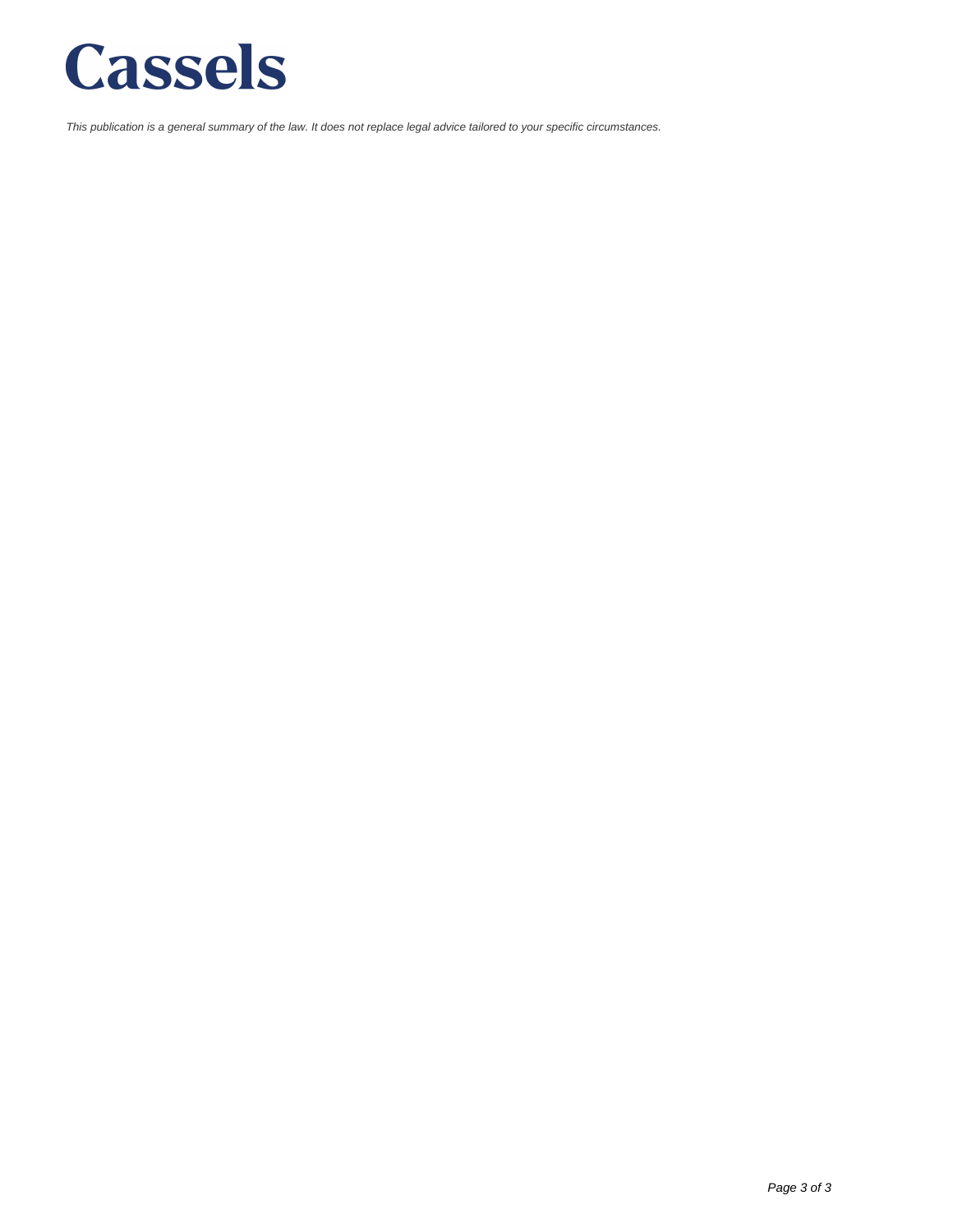Cassels

*This publication is a general summary of the law. It does not replace legal advice tailored to your specific circumstances.*